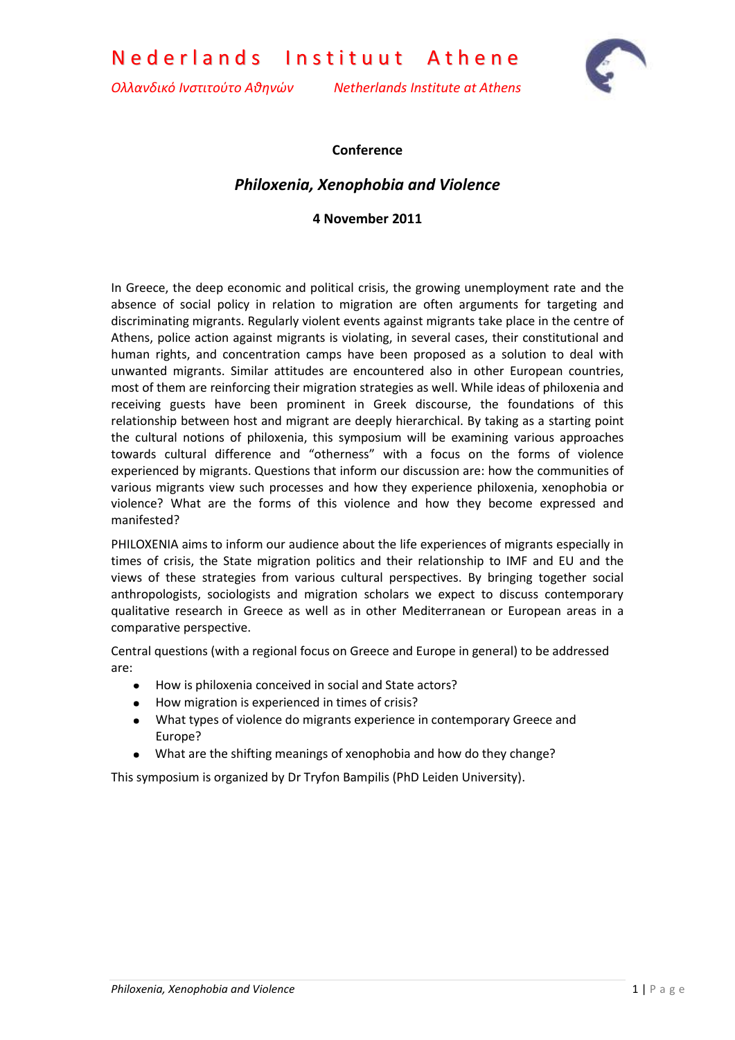# Nederlands Instituut Athene

*Ολλανδικό Ινστιτούτο Αθηνών* *Netherlands Institute at Athens*

**Conference**

## *Philoxenia, Xenophobia and Violence*

**4 November 2011**

In Greece, the deep economic and political crisis, the growing unemployment rate and the absence of social policy in relation to migration are often arguments for targeting and discriminating migrants. Regularly violent events against migrants take place in the centre of Athens, police action against migrants is violating, in several cases, their constitutional and human rights, and concentration camps have been proposed as a solution to deal with unwanted migrants. Similar attitudes are encountered also in other European countries, most of them are reinforcing their migration strategies as well. While ideas of philoxenia and receiving guests have been prominent in Greek discourse, the foundations of this relationship between host and migrant are deeply hierarchical. By taking as a starting point the cultural notions of philoxenia, this symposium will be examining various approaches towards cultural difference and "otherness" with a focus on the forms of violence experienced by migrants. Questions that inform our discussion are: how the communities of various migrants view such processes and how they experience philoxenia, xenophobia or violence? What are the forms of this violence and how they become expressed and manifested?

PHILOXENIA aims to inform our audience about the life experiences of migrants especially in times of crisis, the State migration politics and their relationship to IMF and EU and the views of these strategies from various cultural perspectives. By bringing together social anthropologists, sociologists and migration scholars we expect to discuss contemporary qualitative research in Greece as well as in other Mediterranean or European areas in a comparative perspective.

Central questions (with a regional focus on Greece and Europe in general) to be addressed are:

- How is philoxenia conceived in social and State actors?
- How migration is experienced in times of crisis?
- What types of violence do migrants experience in contemporary Greece and Europe?
- What are the shifting meanings of xenophobia and how do they change?

This symposium is organized by Dr Tryfon Bampilis (PhD Leiden University).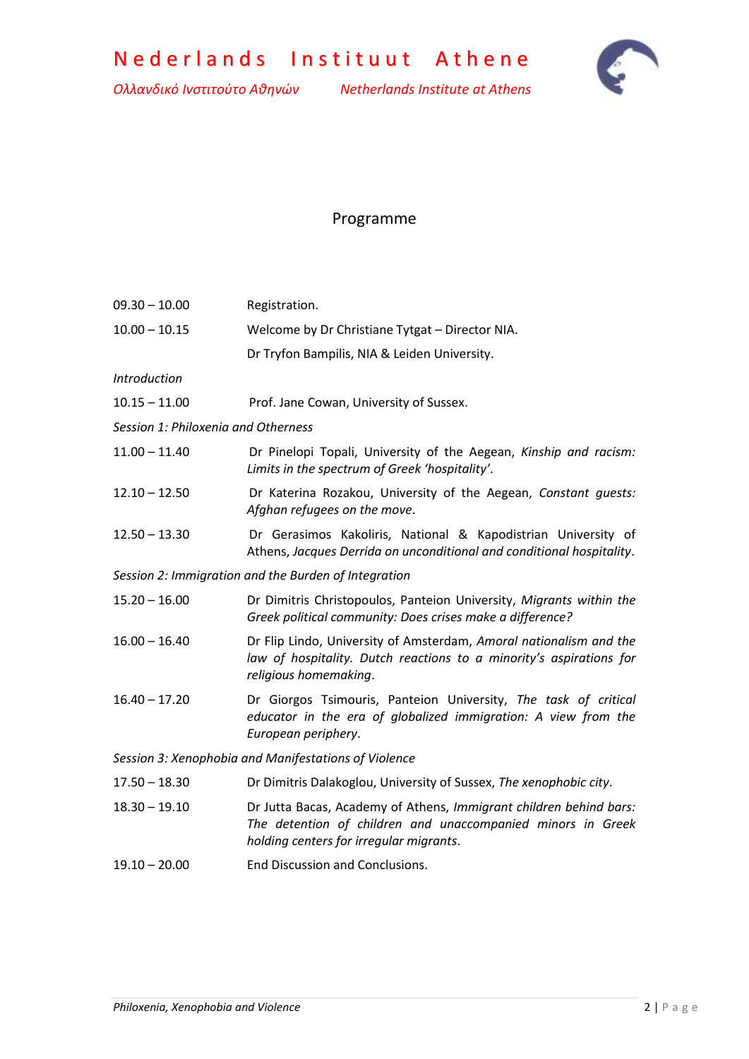# Nederlands Instituut Athene

*Ολλανδικό Ινστιτούτο Αθηνών* *Netherlands Institute at Athens*

## Programme

| | |
|---|---|
| 09.30 – 10.00 | Registration. |
| 10.00 – 10.15 | Welcome by Dr Christiane Tytgat – Director NIA. |
| | Dr Tryfon Bampilis, NIA & Leiden University. |
| *Introduction* | |
| 10.15 – 11.00 | Prof. Jane Cowan, University of Sussex. |
| *Session 1: Philoxenia and Otherness* | |
| 11.00 – 11.40 | Dr Pinelopi Topali, University of the Aegean, *Kinship and racism: Limits in the spectrum of Greek 'hospitality'*. |
| 12.10 – 12.50 | Dr Katerina Rozakou, University of the Aegean, *Constant guests: Afghan refugees on the move*. |
| 12.50 – 13.30 | Dr Gerasimos Kakoliris, National & Kapodistrian University of Athens, *Jacques Derrida on unconditional and conditional hospitality*. |
| *Session 2: Immigration and the Burden of Integration* | |
| 15.20 – 16.00 | Dr Dimitris Christopoulos, Panteion University, *Migrants within the Greek political community: Does crises make a difference?* |
| 16.00 – 16.40 | Dr Flip Lindo, University of Amsterdam, *Amoral nationalism and the law of hospitality. Dutch reactions to a minority's aspirations for religious homemaking*. |
| 16.40 – 17.20 | Dr Giorgos Tsimouris, Panteion University, *The task of critical educator in the era of globalized immigration: A view from the European periphery*. |
| *Session 3: Xenophobia and Manifestations of Violence* | |
| 17.50 – 18.30 | Dr Dimitris Dalakoglou, University of Sussex, *The xenophobic city*. |
| 18.30 – 19.10 | Dr Jutta Bacas, Academy of Athens, *Immigrant children behind bars: The detention of children and unaccompanied minors in Greek holding centers for irregular migrants*. |
| 19.10 – 20.00 | End Discussion and Conclusions. |